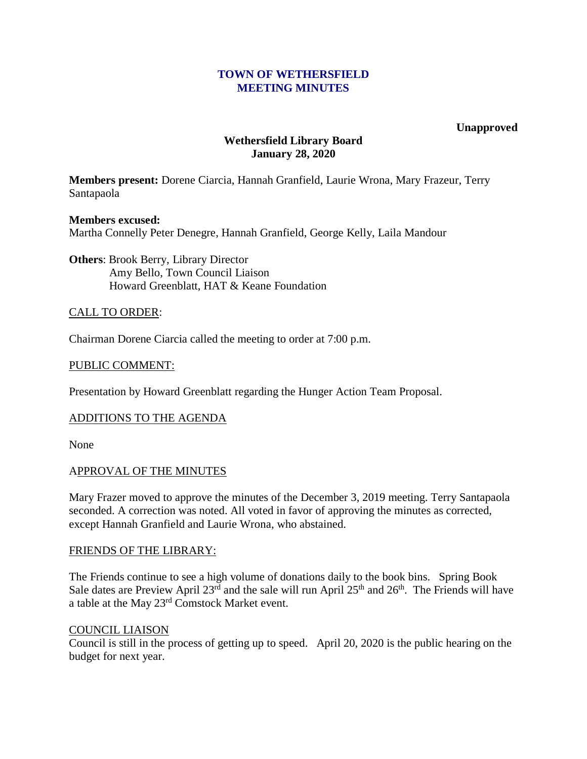# TOWN OF WETHERSFIELD
# MEETING MINUTES

**Unapproved**

## Wethersfield Library Board
## January 28, 2020

**Members present:** Dorene Ciarcia, Hannah Granfield, Laurie Wrona, Mary Frazeur, Terry Santapaola

**Members excused:**
Martha Connelly Peter Denegre, Hannah Granfield, George Kelly, Laila Mandour

**Others**: Brook Berry, Library Director
Amy Bello, Town Council Liaison
Howard Greenblatt, HAT & Keane Foundation

CALL TO ORDER:

Chairman Dorene Ciarcia called the meeting to order at 7:00 p.m.

PUBLIC COMMENT:

Presentation by Howard Greenblatt regarding the Hunger Action Team Proposal.

ADDITIONS TO THE AGENDA

None

APPROVAL OF THE MINUTES

Mary Frazer moved to approve the minutes of the December 3, 2019 meeting. Terry Santapaola seconded. A correction was noted. All voted in favor of approving the minutes as corrected, except Hannah Granfield and Laurie Wrona, who abstained.

FRIENDS OF THE LIBRARY:

The Friends continue to see a high volume of donations daily to the book bins. Spring Book Sale dates are Preview April 23rd and the sale will run April 25th and 26th. The Friends will have a table at the May 23rd Comstock Market event.

COUNCIL LIAISON

Council is still in the process of getting up to speed. April 20, 2020 is the public hearing on the budget for next year.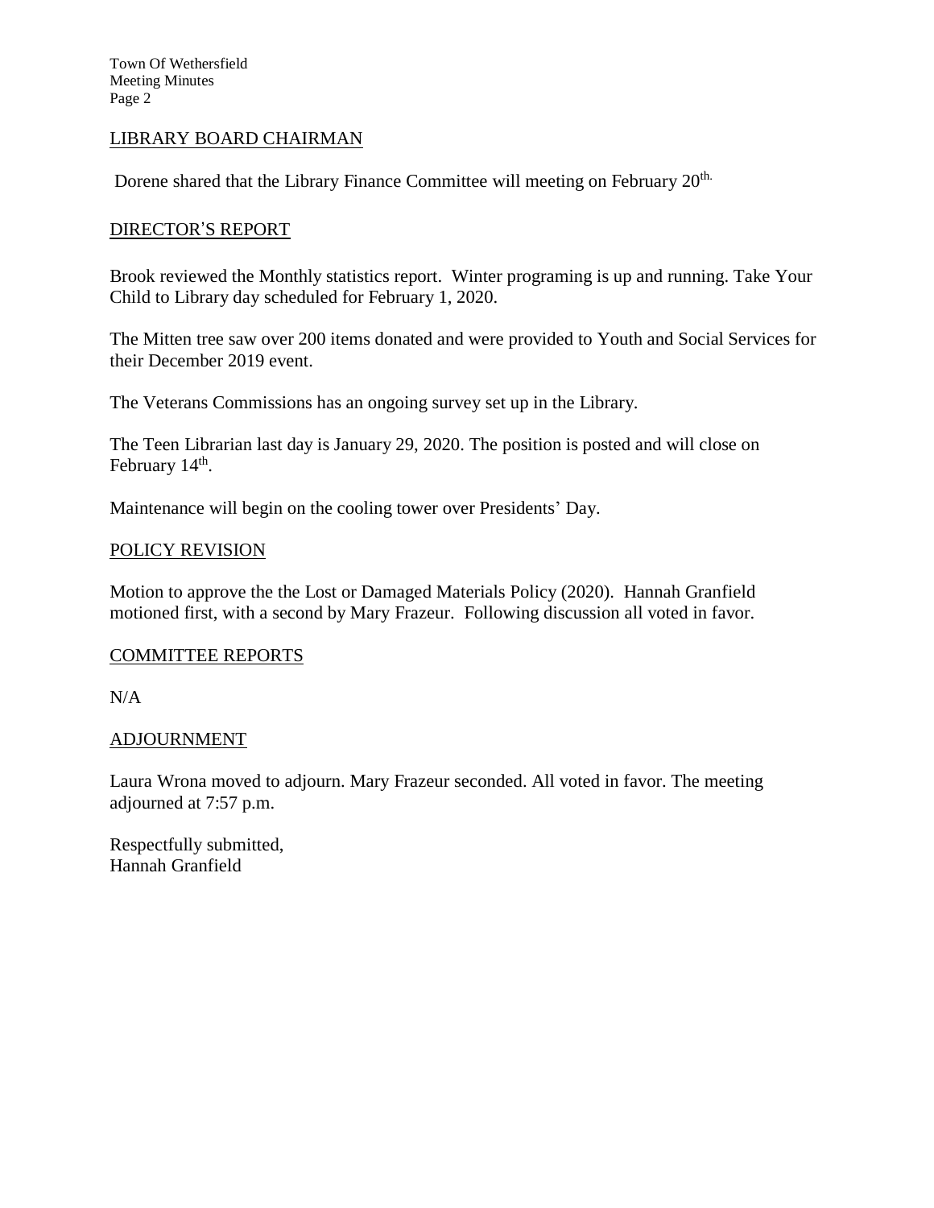## LIBRARY BOARD CHAIRMAN

Dorene shared that the Library Finance Committee will meeting on February 20th.

## DIRECTOR'S REPORT

Brook reviewed the Monthly statistics report. Winter programing is up and running. Take Your Child to Library day scheduled for February 1, 2020.

The Mitten tree saw over 200 items donated and were provided to Youth and Social Services for their December 2019 event.

The Veterans Commissions has an ongoing survey set up in the Library.

The Teen Librarian last day is January 29, 2020. The position is posted and will close on February 14th.

Maintenance will begin on the cooling tower over Presidents' Day.

## POLICY REVISION

Motion to approve the the Lost or Damaged Materials Policy (2020). Hannah Granfield motioned first, with a second by Mary Frazeur. Following discussion all voted in favor.

## COMMITTEE REPORTS

N/A

## ADJOURNMENT

Laura Wrona moved to adjourn. Mary Frazeur seconded. All voted in favor. The meeting adjourned at 7:57 p.m.

Respectfully submitted,
Hannah Granfield